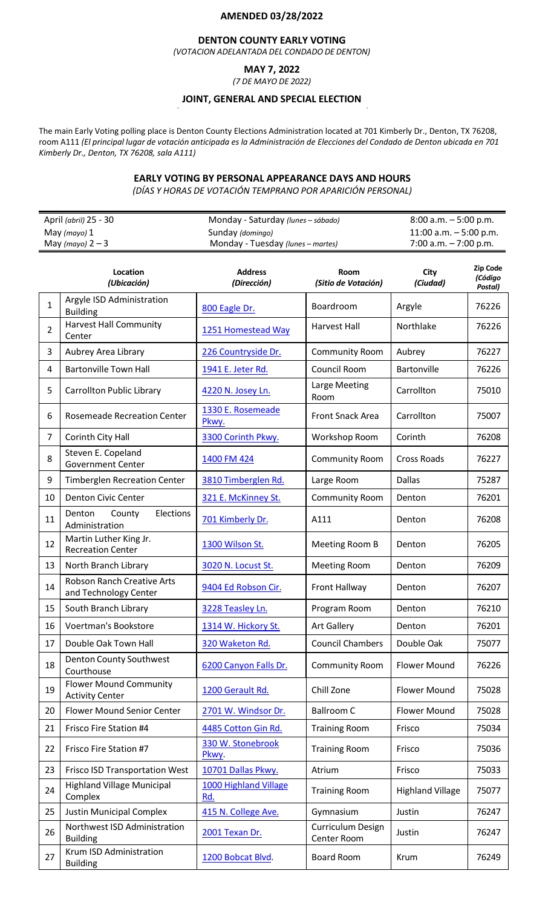**AMENDED 03/28/2022**

# DENTON COUNTY EARLY VOTING

*(VOTACION ADELANTADA DEL CONDADO DE DENTON)*

## MAY 7, 2022

*(7 DE MAYO DE 2022)*

## JOINT, GENERAL AND SPECIAL ELECTION

The main Early Voting polling place is Denton County Elections Administration located at 701 Kimberly Dr., Denton, TX 76208, room A111 *(El principal lugar de votación anticipada es la Administración de Elecciones del Condado de Denton ubicada en 701 Kimberly Dr., Denton, TX 76208, sala A111)*

### EARLY VOTING BY PERSONAL APPEARANCE DAYS AND HOURS

*(DÍAS Y HORAS DE VOTACIÓN TEMPRANO POR APARICIÓN PERSONAL)*

| | | |
|---|---|---|
| April *(abril)* 25 - 30 | Monday - Saturday *(lunes – sábado)* | 8:00 a.m. – 5:00 p.m. |
| May *(mayo)* 1 | Sunday *(domingo)* | 11:00 a.m. – 5:00 p.m. |
| May *(mayo)* 2 – 3 | Monday - Tuesday *(lunes – martes)* | 7:00 a.m. – 7:00 p.m. |

| | Location *(Ubicación)* | Address *(Dirección)* | Room *(Sitio de Votación)* | City *(Ciudad)* | Zip Code *(Código Postal)* |
|---|---|---|---|---|---|
| 1 | Argyle ISD Administration Building | 800 Eagle Dr. | Boardroom | Argyle | 76226 |
| 2 | Harvest Hall Community Center | 1251 Homestead Way | Harvest Hall | Northlake | 76226 |
| 3 | Aubrey Area Library | 226 Countryside Dr. | Community Room | Aubrey | 76227 |
| 4 | Bartonville Town Hall | 1941 E. Jeter Rd. | Council Room | Bartonville | 76226 |
| 5 | Carrollton Public Library | 4220 N. Josey Ln. | Large Meeting Room | Carrollton | 75010 |
| 6 | Rosemeade Recreation Center | 1330 E. Rosemeade Pkwy. | Front Snack Area | Carrollton | 75007 |
| 7 | Corinth City Hall | 3300 Corinth Pkwy. | Workshop Room | Corinth | 76208 |
| 8 | Steven E. Copeland Government Center | 1400 FM 424 | Community Room | Cross Roads | 76227 |
| 9 | Timberglen Recreation Center | 3810 Timberglen Rd. | Large Room | Dallas | 75287 |
| 10 | Denton Civic Center | 321 E. McKinney St. | Community Room | Denton | 76201 |
| 11 | Denton County Elections Administration | 701 Kimberly Dr. | A111 | Denton | 76208 |
| 12 | Martin Luther King Jr. Recreation Center | 1300 Wilson St. | Meeting Room B | Denton | 76205 |
| 13 | North Branch Library | 3020 N. Locust St. | Meeting Room | Denton | 76209 |
| 14 | Robson Ranch Creative Arts and Technology Center | 9404 Ed Robson Cir. | Front Hallway | Denton | 76207 |
| 15 | South Branch Library | 3228 Teasley Ln. | Program Room | Denton | 76210 |
| 16 | Voertman's Bookstore | 1314 W. Hickory St. | Art Gallery | Denton | 76201 |
| 17 | Double Oak Town Hall | 320 Waketon Rd. | Council Chambers | Double Oak | 75077 |
| 18 | Denton County Southwest Courthouse | 6200 Canyon Falls Dr. | Community Room | Flower Mound | 76226 |
| 19 | Flower Mound Community Activity Center | 1200 Gerault Rd. | Chill Zone | Flower Mound | 75028 |
| 20 | Flower Mound Senior Center | 2701 W. Windsor Dr. | Ballroom C | Flower Mound | 75028 |
| 21 | Frisco Fire Station #4 | 4485 Cotton Gin Rd. | Training Room | Frisco | 75034 |
| 22 | Frisco Fire Station #7 | 330 W. Stonebrook Pkwy. | Training Room | Frisco | 75036 |
| 23 | Frisco ISD Transportation West | 10701 Dallas Pkwy. | Atrium | Frisco | 75033 |
| 24 | Highland Village Municipal Complex | 1000 Highland Village Rd. | Training Room | Highland Village | 75077 |
| 25 | Justin Municipal Complex | 415 N. College Ave. | Gymnasium | Justin | 76247 |
| 26 | Northwest ISD Administration Building | 2001 Texan Dr. | Curriculum Design Center Room | Justin | 76247 |
| 27 | Krum ISD Administration Building | 1200 Bobcat Blvd. | Board Room | Krum | 76249 |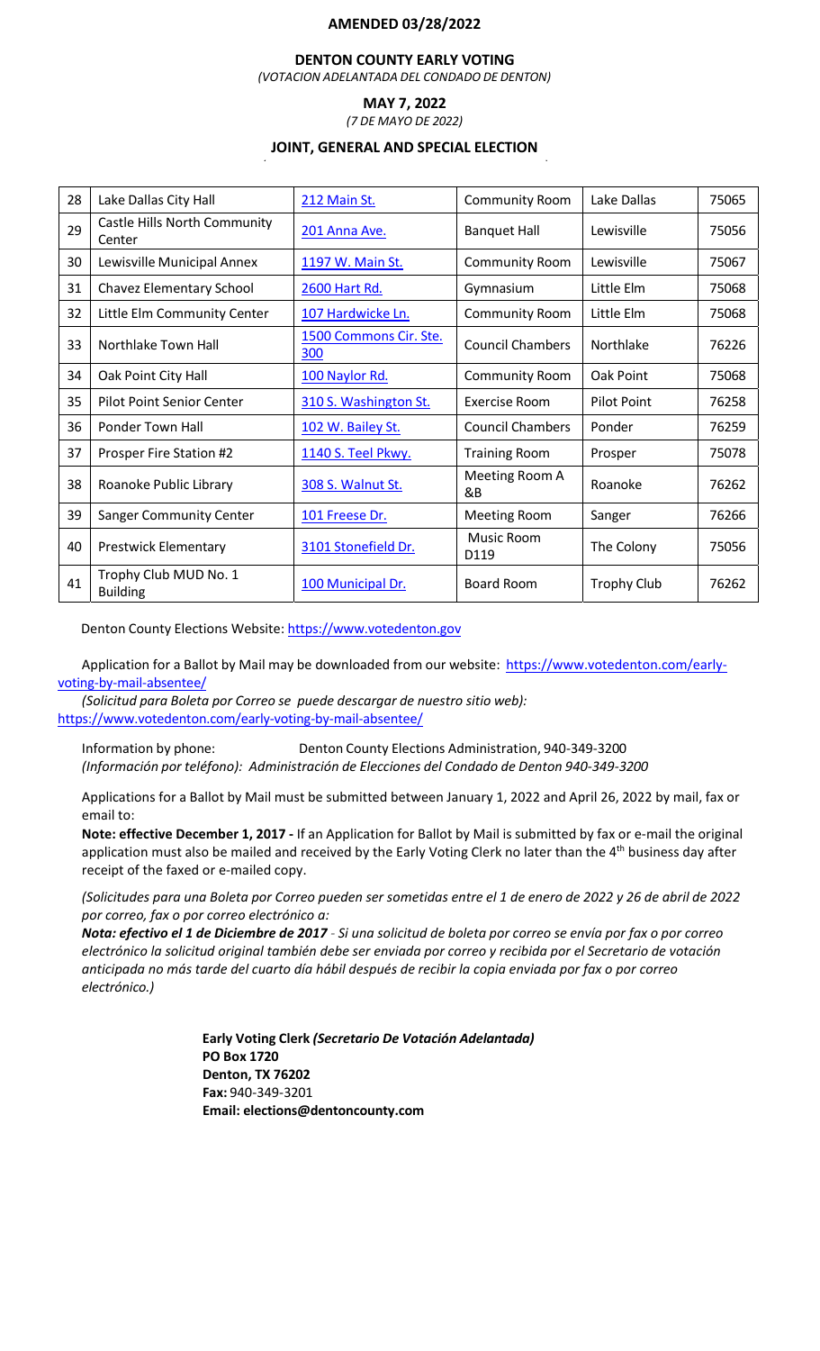**AMENDED 03/28/2022**

**DENTON COUNTY EARLY VOTING**

*(VOTACION ADELANTADA DEL CONDADO DE DENTON)*

**MAY 7, 2022**

*(7 DE MAYO DE 2022)*

**JOINT, GENERAL AND SPECIAL ELECTION**

| | | | | | |
|---|---|---|---|---|---|
| 28 | Lake Dallas City Hall | 212 Main St. | Community Room | Lake Dallas | 75065 |
| 29 | Castle Hills North Community Center | 201 Anna Ave. | Banquet Hall | Lewisville | 75056 |
| 30 | Lewisville Municipal Annex | 1197 W. Main St. | Community Room | Lewisville | 75067 |
| 31 | Chavez Elementary School | 2600 Hart Rd. | Gymnasium | Little Elm | 75068 |
| 32 | Little Elm Community Center | 107 Hardwicke Ln. | Community Room | Little Elm | 75068 |
| 33 | Northlake Town Hall | 1500 Commons Cir. Ste. 300 | Council Chambers | Northlake | 76226 |
| 34 | Oak Point City Hall | 100 Naylor Rd. | Community Room | Oak Point | 75068 |
| 35 | Pilot Point Senior Center | 310 S. Washington St. | Exercise Room | Pilot Point | 76258 |
| 36 | Ponder Town Hall | 102 W. Bailey St. | Council Chambers | Ponder | 76259 |
| 37 | Prosper Fire Station #2 | 1140 S. Teel Pkwy. | Training Room | Prosper | 75078 |
| 38 | Roanoke Public Library | 308 S. Walnut St. | Meeting Room A &B | Roanoke | 76262 |
| 39 | Sanger Community Center | 101 Freese Dr. | Meeting Room | Sanger | 76266 |
| 40 | Prestwick Elementary | 3101 Stonefield Dr. | Music Room D119 | The Colony | 75056 |
| 41 | Trophy Club MUD No. 1 Building | 100 Municipal Dr. | Board Room | Trophy Club | 76262 |

Denton County Elections Website: https://www.votedenton.gov

Application for a Ballot by Mail may be downloaded from our website: https://www.votedenton.com/early-voting-by-mail-absentee/

*(Solicitud para Boleta por Correo se puede descargar de nuestro sitio web):* https://www.votedenton.com/early-voting-by-mail-absentee/

Information by phone: Denton County Elections Administration, 940-349-3200

*(Información por teléfono): Administración de Elecciones del Condado de Denton 940-349-3200*

Applications for a Ballot by Mail must be submitted between January 1, 2022 and April 26, 2022 by mail, fax or email to:

**Note: effective December 1, 2017 -** If an Application for Ballot by Mail is submitted by fax or e-mail the original application must also be mailed and received by the Early Voting Clerk no later than the 4th business day after receipt of the faxed or e-mailed copy.

*(Solicitudes para una Boleta por Correo pueden ser sometidas entre el 1 de enero de 2022 y 26 de abril de 2022 por correo, fax o por correo electrónico a:*

***Nota: efectivo el 1 de Diciembre de 2017** - Si una solicitud de boleta por correo se envía por fax o por correo electrónico la solicitud original también debe ser enviada por correo y recibida por el Secretario de votación anticipada no más tarde del cuarto día hábil después de recibir la copia enviada por fax o por correo electrónico.)*

**Early Voting Clerk *(Secretario De Votación Adelantada)***
**PO Box 1720**
**Denton, TX 76202**
**Fax:** 940-349-3201
**Email: elections@dentoncounty.com**